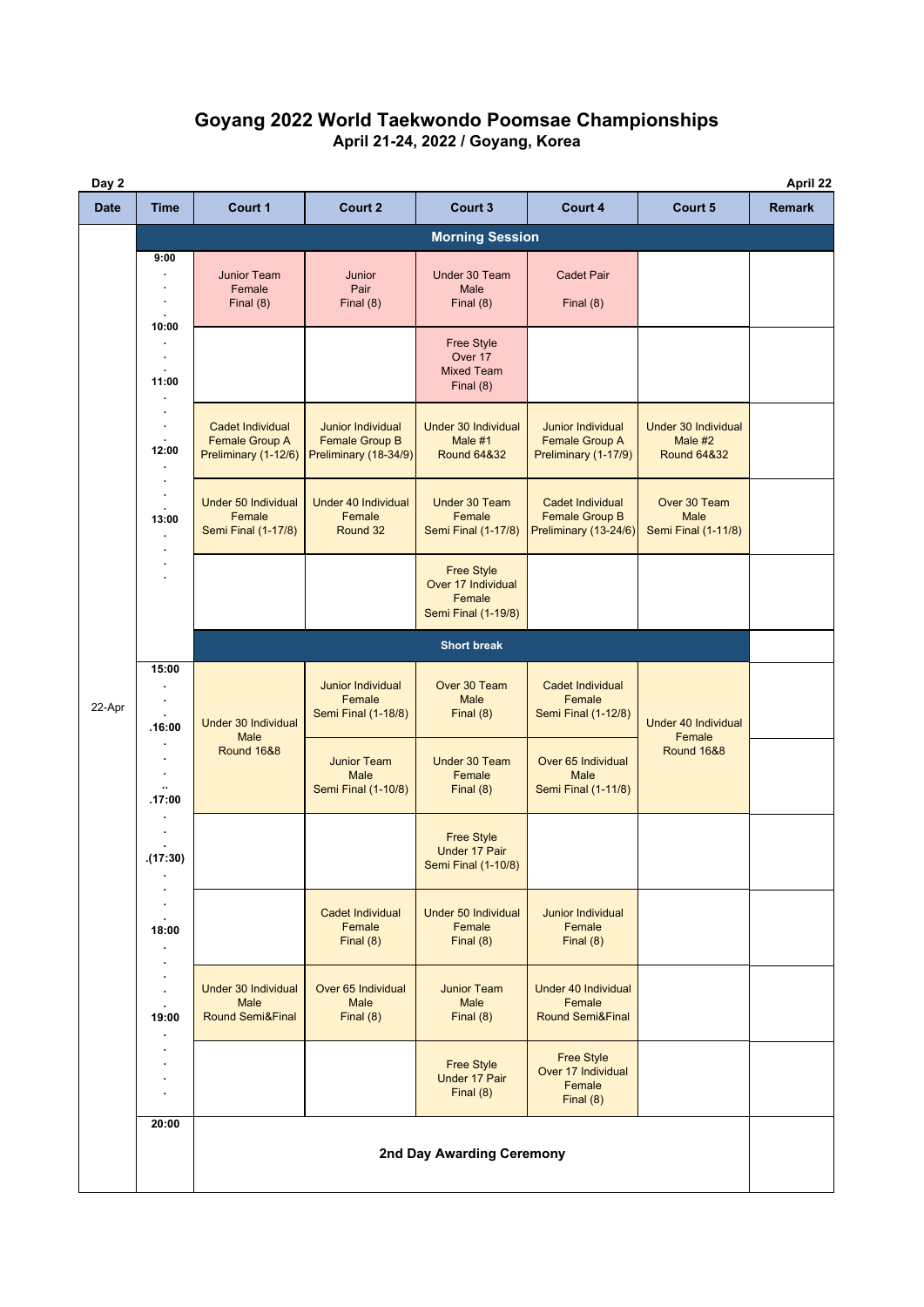# Goyang 2022 World Taekwondo Poomsae Championships

**April 21-24, 2022 / Goyang, Korea**

**Day 2** **April 22**

| Date | Time | Court 1 | Court 2 | Court 3 | Court 4 | Court 5 | Remark |
|---|---|---|---|---|---|---|---|
| 22-Apr | | **Morning Session** | | | | | |
| | 9:00 | Junior Team Female Final (8) | Junior Pair Final (8) | Under 30 Team Male Final (8) | Cadet Pair Final (8) | | |
| | 10:00 | | | Free Style Over 17 Mixed Team Final (8) | | | |
| | 11:00 | Cadet Individual Female Group A Preliminary (1-12/6) | Junior Individual Female Group B Preliminary (18-34/9) | Under 30 Individual Male #1 Round 64&32 | Junior Individual Female Group A Preliminary (1-17/9) | Under 30 Individual Male #2 Round 64&32 | |
| | 12:00 | Under 50 Individual Female Semi Final (1-17/8) | Under 40 Individual Female Round 32 | Under 30 Team Female Semi Final (1-17/8) | Cadet Individual Female Group B Preliminary (13-24/6) | Over 30 Team Male Semi Final (1-11/8) | |
| | 13:00 | | | Free Style Over 17 Individual Female Semi Final (1-19/8) | | | |
| | | **Short break** | | | | | |
| | 15:00 | Under 30 Individual Male Round 16&8 | Junior Individual Female Semi Final (1-18/8) | Over 30 Team Male Final (8) | Cadet Individual Female Semi Final (1-12/8) | Under 40 Individual Female Round 16&8 | |
| | 16:00 | | Junior Team Male Semi Final (1-10/8) | Under 30 Team Female Final (8) | Over 65 Individual Male Semi Final (1-11/8) | | |
| | 17:00 (17:30) | | | Free Style Under 17 Pair Semi Final (1-10/8) | | | |
| | 18:00 | | Cadet Individual Female Final (8) | Under 50 Individual Female Final (8) | Junior Individual Female Final (8) | | |
| | | Under 30 Individual Male Round Semi&Final | Over 65 Individual Male Final (8) | Junior Team Male Final (8) | Under 40 Individual Female Round Semi&Final | | |
| | 19:00 | | | Free Style Under 17 Pair Final (8) | Free Style Over 17 Individual Female Final (8) | | |
| | 20:00 | **2nd Day Awarding Ceremony** | | | | | |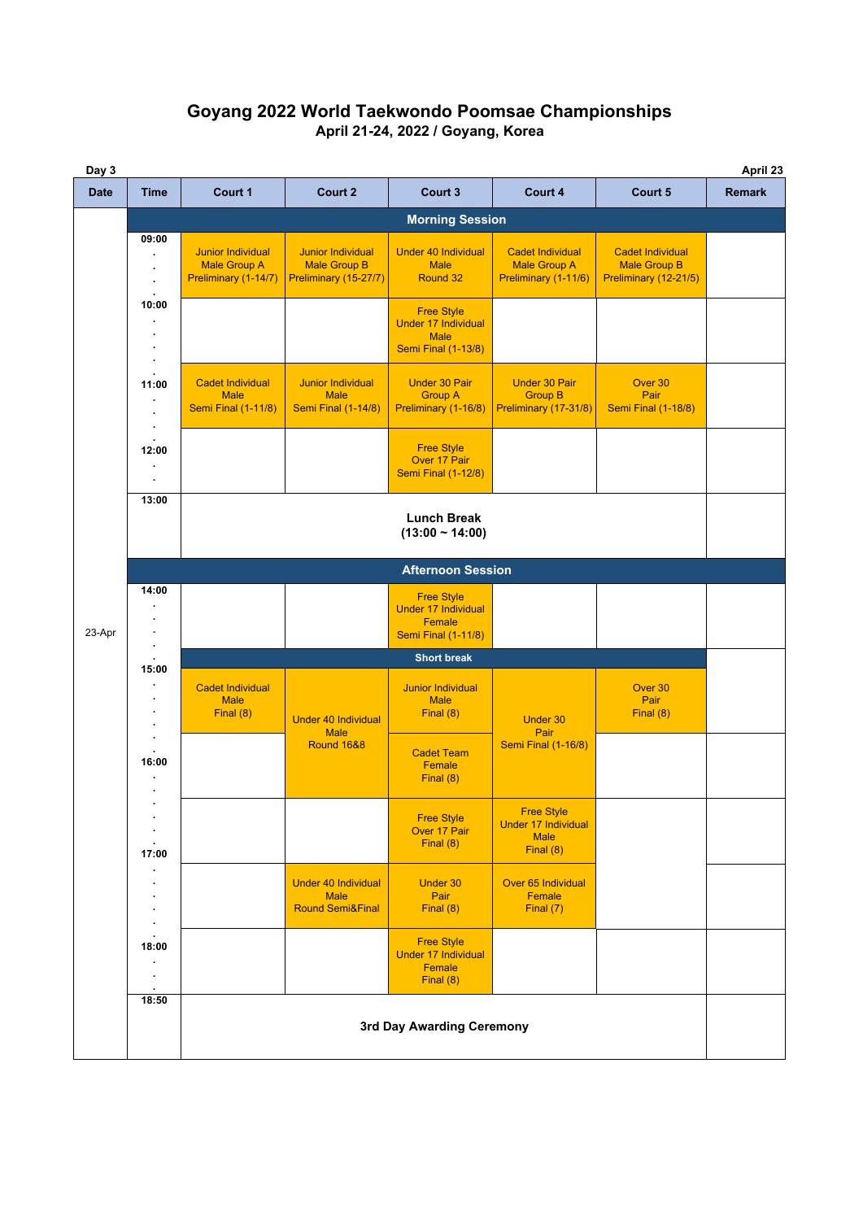# Goyang 2022 World Taekwondo Poomsae Championships

**April 21-24, 2022 / Goyang, Korea**

**Day 3** — **April 23**

| Date | Time | Court 1 | Court 2 | Court 3 | Court 4 | Court 5 | Remark |
|---|---|---|---|---|---|---|---|
| | | **Morning Session** | | | | | |
| 23-Apr | 09:00 | Junior Individual Male Group A Preliminary (1-14/7) | Junior Individual Male Group B Preliminary (15-27/7) | Under 40 Individual Male Round 32 | Cadet Individual Male Group A Preliminary (1-11/6) | Cadet Individual Male Group B Preliminary (12-21/5) | |
| | 10:00 | | | Free Style Under 17 Individual Male Semi Final (1-13/8) | | | |
| | 11:00 | Cadet Individual Male Semi Final (1-11/8) | Junior Individual Male Semi Final (1-14/8) | Under 30 Pair Group A Preliminary (1-16/8) | Under 30 Pair Group B Preliminary (17-31/8) | Over 30 Pair Semi Final (1-18/8) | |
| | 12:00 | | | Free Style Over 17 Pair Semi Final (1-12/8) | | | |
| | 13:00 | **Lunch Break (13:00 ~ 14:00)** | | | | | |
| | | **Afternoon Session** | | | | | |
| | 14:00 | | | Free Style Under 17 Individual Female Semi Final (1-11/8) | | | |
| | | **Short break** | | | | | |
| | 15:00 | Cadet Individual Male Final (8) | Under 40 Individual Male Round 16&8 | Junior Individual Male Final (8) | Under 30 Pair Semi Final (1-16/8) | Over 30 Pair Final (8) | |
| | 16:00 | | | Cadet Team Female Final (8) | | | |
| | 17:00 | | | Free Style Over 17 Pair Final (8) | Free Style Under 17 Individual Male Final (8) | | |
| | | | Under 40 Individual Male Round Semi&Final | Under 30 Pair Final (8) | Over 65 Individual Female Final (7) | | |
| | 18:00 | | | Free Style Under 17 Individual Female Final (8) | | | |
| | 18:50 | **3rd Day Awarding Ceremony** | | | | | |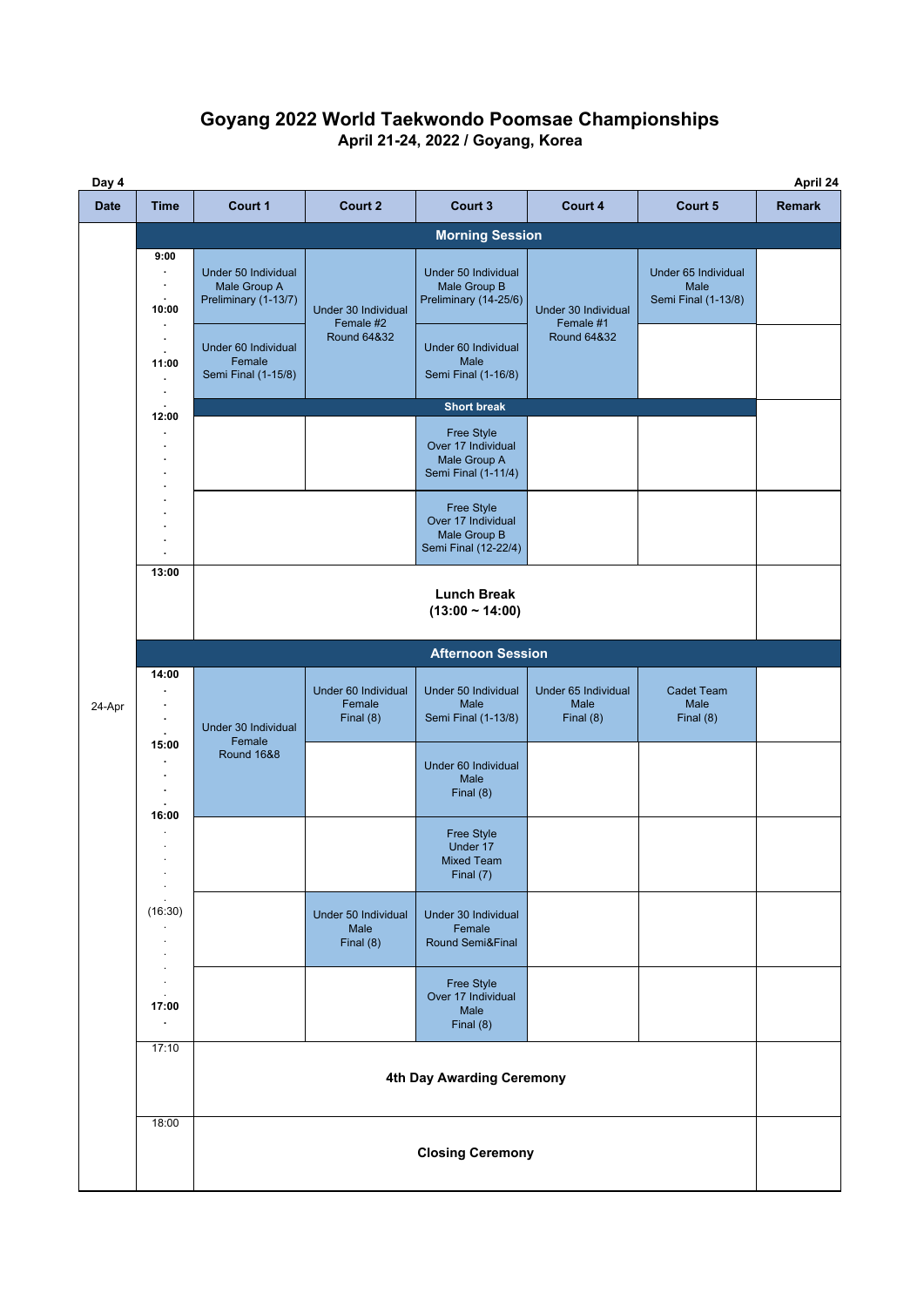# Goyang 2022 World Taekwondo Poomsae Championships

**April 21-24, 2022 / Goyang, Korea**

**Day 4** | **April 24**

| Date | Time | Court 1 | Court 2 | Court 3 | Court 4 | Court 5 | Remark |
|---|---|---|---|---|---|---|---|
| 24-Apr | | **Morning Session** | | | | | |
| | 9:00 ~ 10:00 | Under 50 Individual Male Group A Preliminary (1-13/7) | Under 30 Individual Female #2 Round 64&32 | Under 50 Individual Male Group B Preliminary (14-25/6) | Under 30 Individual Female #1 Round 64&32 | Under 65 Individual Male Semi Final (1-13/8) | |
| | 10:00 ~ 11:00 | Under 60 Individual Female Semi Final (1-15/8) | | Under 60 Individual Male Semi Final (1-16/8) | | | |
| | | **Short break** | | | | | |
| | 12:00 | | | Free Style Over 17 Individual Male Group A Semi Final (1-11/4) | | | |
| | | | | Free Style Over 17 Individual Male Group B Semi Final (12-22/4) | | | |
| | 13:00 | **Lunch Break (13:00 ~ 14:00)** | | | | | |
| | | **Afternoon Session** | | | | | |
| | 14:00 | Under 30 Individual Female Round 16&8 | Under 60 Individual Female Final (8) | Under 50 Individual Male Semi Final (1-13/8) | Under 65 Individual Male Final (8) | Cadet Team Male Final (8) | |
| | 15:00 | | | Under 60 Individual Male Final (8) | | | |
| | 16:00 | | | Free Style Under 17 Mixed Team Final (7) | | | |
| | (16:30) | | Under 50 Individual Male Final (8) | Under 30 Individual Female Round Semi&Final | | | |
| | 17:00 | | | Free Style Over 17 Individual Male Final (8) | | | |
| | 17:10 | **4th Day Awarding Ceremony** | | | | | |
| | 18:00 | **Closing Ceremony** | | | | | |